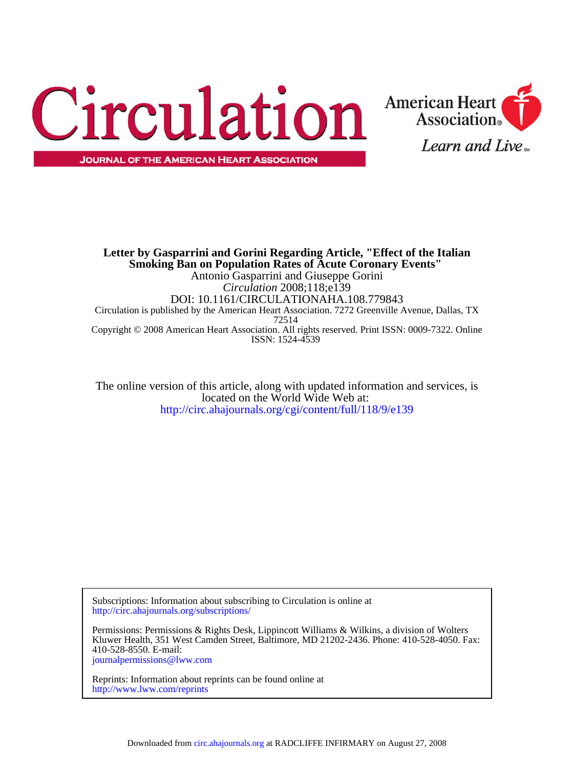# Circulation

**JOURNAL OF THE AMERICAN HEART ASSOCIATION**

American Heart Association

*Learn and Live*

**Letter by Gasparrini and Gorini Regarding Article, "Effect of the Italian Smoking Ban on Population Rates of Acute Coronary Events"**

Antonio Gasparrini and Giuseppe Gorini

*Circulation* 2008;118;e139

DOI: 10.1161/CIRCULATIONAHA.108.779843

Circulation is published by the American Heart Association. 7272 Greenville Avenue, Dallas, TX 72514

Copyright © 2008 American Heart Association. All rights reserved. Print ISSN: 0009-7322. Online ISSN: 1524-4539

The online version of this article, along with updated information and services, is located on the World Wide Web at:
http://circ.ahajournals.org/cgi/content/full/118/9/e139

Subscriptions: Information about subscribing to Circulation is online at
http://circ.ahajournals.org/subscriptions/

Permissions: Permissions & Rights Desk, Lippincott Williams & Wilkins, a division of Wolters Kluwer Health, 351 West Camden Street, Baltimore, MD 21202-2436. Phone: 410-528-4050. Fax: 410-528-8550. E-mail:
journalpermissions@lww.com

Reprints: Information about reprints can be found online at
http://www.lww.com/reprints

Downloaded from circ.ahajournals.org at RADCLIFFE INFIRMARY on August 27, 2008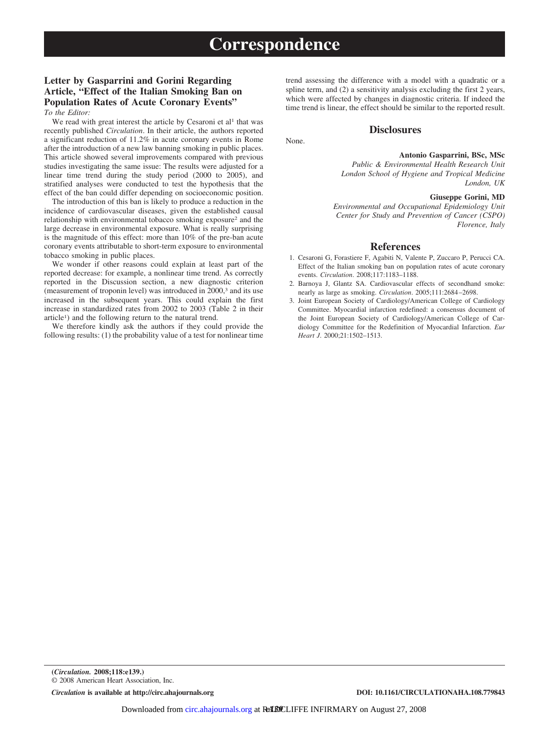# Correspondence

## Letter by Gasparrini and Gorini Regarding Article, "Effect of the Italian Smoking Ban on Population Rates of Acute Coronary Events"

*To the Editor:*

We read with great interest the article by Cesaroni et al[1] that was recently published *Circulation*. In their article, the authors reported a significant reduction of 11.2% in acute coronary events in Rome after the introduction of a new law banning smoking in public places. This article showed several improvements compared with previous studies investigating the same issue: The results were adjusted for a linear time trend during the study period (2000 to 2005), and stratified analyses were conducted to test the hypothesis that the effect of the ban could differ depending on socioeconomic position.

The introduction of this ban is likely to produce a reduction in the incidence of cardiovascular diseases, given the established causal relationship with environmental tobacco smoking exposure[2] and the large decrease in environmental exposure. What is really surprising is the magnitude of this effect: more than 10% of the pre-ban acute coronary events attributable to short-term exposure to environmental tobacco smoking in public places.

We wonder if other reasons could explain at least part of the reported decrease: for example, a nonlinear time trend. As correctly reported in the Discussion section, a new diagnostic criterion (measurement of troponin level) was introduced in 2000,[3] and its use increased in the subsequent years. This could explain the first increase in standardized rates from 2002 to 2003 (Table 2 in their article[1]) and the following return to the natural trend.

We therefore kindly ask the authors if they could provide the following results: (1) the probability value of a test for nonlinear time trend assessing the difference with a model with a quadratic or a spline term, and (2) a sensitivity analysis excluding the first 2 years, which were affected by changes in diagnostic criteria. If indeed the time trend is linear, the effect should be similar to the reported result.

### Disclosures

None.

**Antonio Gasparrini, BSc, MSc**
*Public & Environmental Health Research Unit*
*London School of Hygiene and Tropical Medicine*
*London, UK*

**Giuseppe Gorini, MD**
*Environmental and Occupational Epidemiology Unit*
*Center for Study and Prevention of Cancer (CSPO)*
*Florence, Italy*

### References

1. Cesaroni G, Forastiere F, Agabiti N, Valente P, Zuccaro P, Perucci CA. Effect of the Italian smoking ban on population rates of acute coronary events. *Circulation*. 2008;117:1183–1188.
2. Barnoya J, Glantz SA. Cardiovascular effects of secondhand smoke: nearly as large as smoking. *Circulation*. 2005;111:2684–2698.
3. Joint European Society of Cardiology/American College of Cardiology Committee. Myocardial infarction redefined: a consensus document of the Joint European Society of Cardiology/American College of Cardiology Committee for the Redefinition of Myocardial Infarction. *Eur Heart J*. 2000;21:1502–1513.

(*Circulation*. 2008;118:e139.)
© 2008 American Heart Association, Inc.

*Circulation* is available at http://circ.ahajournals.org

DOI: 10.1161/CIRCULATIONAHA.108.779843